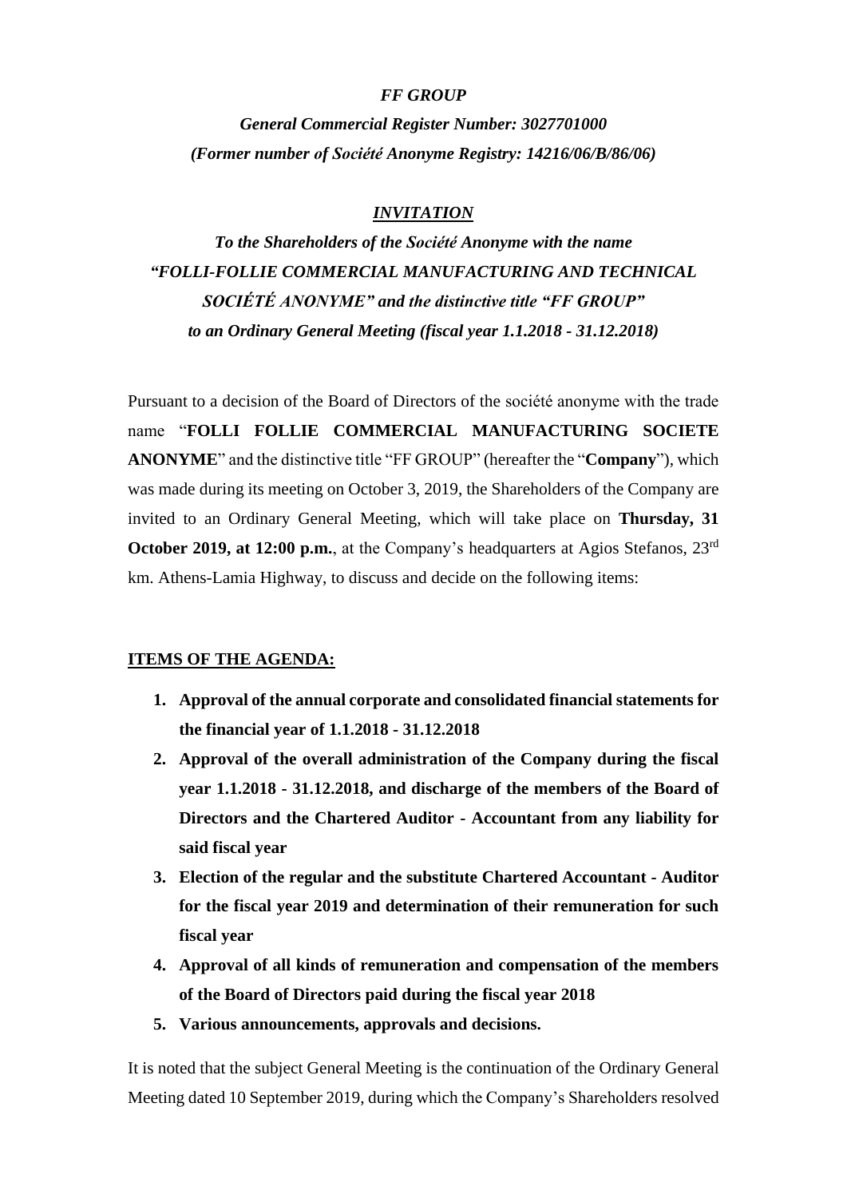***FF GROUP***

***General Commercial Register Number: 3027701000***

***(Former number of Société Anonyme Registry: 14216/06/B/86/06)***

***INVITATION***

***To the Shareholders of the Société Anonyme with the name "FOLLI-FOLLIE COMMERCIAL MANUFACTURING AND TECHNICAL SOCIÉTÉ ANONYME" and the distinctive title "FF GROUP" to an Ordinary General Meeting (fiscal year 1.1.2018 - 31.12.2018)***

Pursuant to a decision of the Board of Directors of the société anonyme with the trade name "**FOLLI FOLLIE COMMERCIAL MANUFACTURING SOCIETE ANONYME**" and the distinctive title "FF GROUP" (hereafter the "**Company**"), which was made during its meeting on October 3, 2019, the Shareholders of the Company are invited to an Ordinary General Meeting, which will take place on **Thursday, 31 October 2019, at 12:00 p.m.**, at the Company's headquarters at Agios Stefanos, 23rd km. Athens-Lamia Highway, to discuss and decide on the following items:

**ITEMS OF THE AGENDA:**

1. **Approval of the annual corporate and consolidated financial statements for the financial year of 1.1.2018 - 31.12.2018**
2. **Approval of the overall administration of the Company during the fiscal year 1.1.2018 - 31.12.2018, and discharge of the members of the Board of Directors and the Chartered Auditor - Accountant from any liability for said fiscal year**
3. **Election of the regular and the substitute Chartered Accountant - Auditor for the fiscal year 2019 and determination of their remuneration for such fiscal year**
4. **Approval of all kinds of remuneration and compensation of the members of the Board of Directors paid during the fiscal year 2018**
5. **Various announcements, approvals and decisions.**

It is noted that the subject General Meeting is the continuation of the Ordinary General Meeting dated 10 September 2019, during which the Company's Shareholders resolved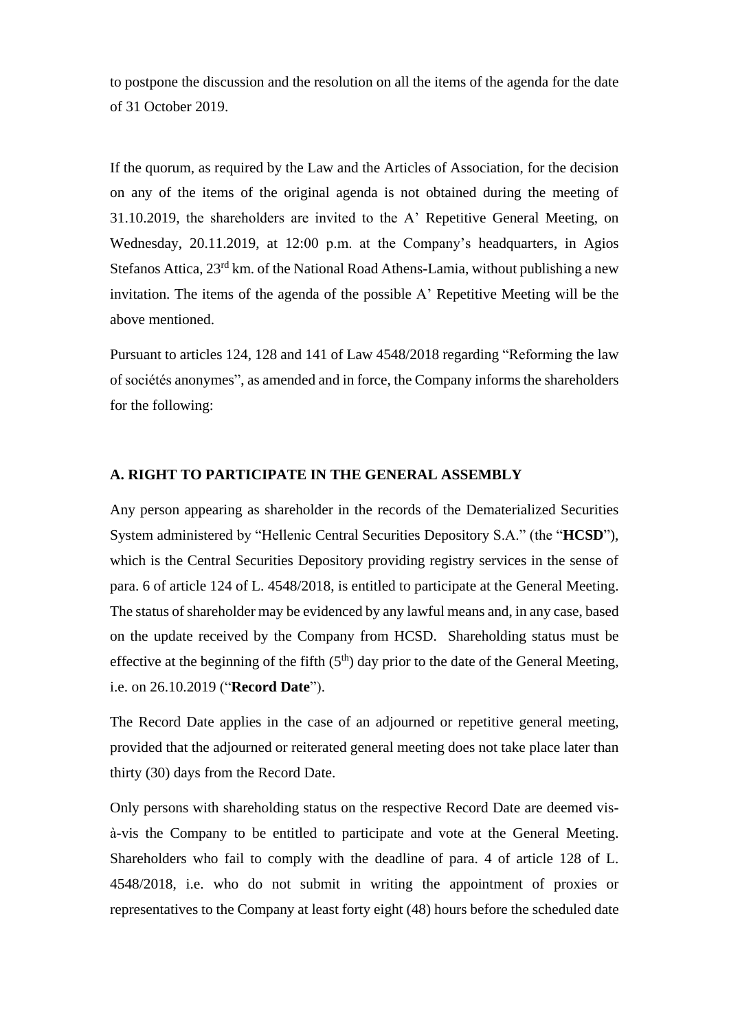to postpone the discussion and the resolution on all the items of the agenda for the date of 31 October 2019.

If the quorum, as required by the Law and the Articles of Association, for the decision on any of the items of the original agenda is not obtained during the meeting of 31.10.2019, the shareholders are invited to the A' Repetitive General Meeting, on Wednesday, 20.11.2019, at 12:00 p.m. at the Company's headquarters, in Agios Stefanos Attica, 23rd km. of the National Road Athens-Lamia, without publishing a new invitation. The items of the agenda of the possible A' Repetitive Meeting will be the above mentioned.

Pursuant to articles 124, 128 and 141 of Law 4548/2018 regarding "Reforming the law of sociétés anonymes", as amended and in force, the Company informs the shareholders for the following:

**A. RIGHT TO PARTICIPATE IN THE GENERAL ASSEMBLY**

Any person appearing as shareholder in the records of the Dematerialized Securities System administered by "Hellenic Central Securities Depository S.A." (the "**HCSD**"), which is the Central Securities Depository providing registry services in the sense of para. 6 of article 124 of L. 4548/2018, is entitled to participate at the General Meeting. The status of shareholder may be evidenced by any lawful means and, in any case, based on the update received by the Company from HCSD. Shareholding status must be effective at the beginning of the fifth (5th) day prior to the date of the General Meeting, i.e. on 26.10.2019 ("**Record Date**").

The Record Date applies in the case of an adjourned or repetitive general meeting, provided that the adjourned or reiterated general meeting does not take place later than thirty (30) days from the Record Date.

Only persons with shareholding status on the respective Record Date are deemed vis-à-vis the Company to be entitled to participate and vote at the General Meeting. Shareholders who fail to comply with the deadline of para. 4 of article 128 of L. 4548/2018, i.e. who do not submit in writing the appointment of proxies or representatives to the Company at least forty eight (48) hours before the scheduled date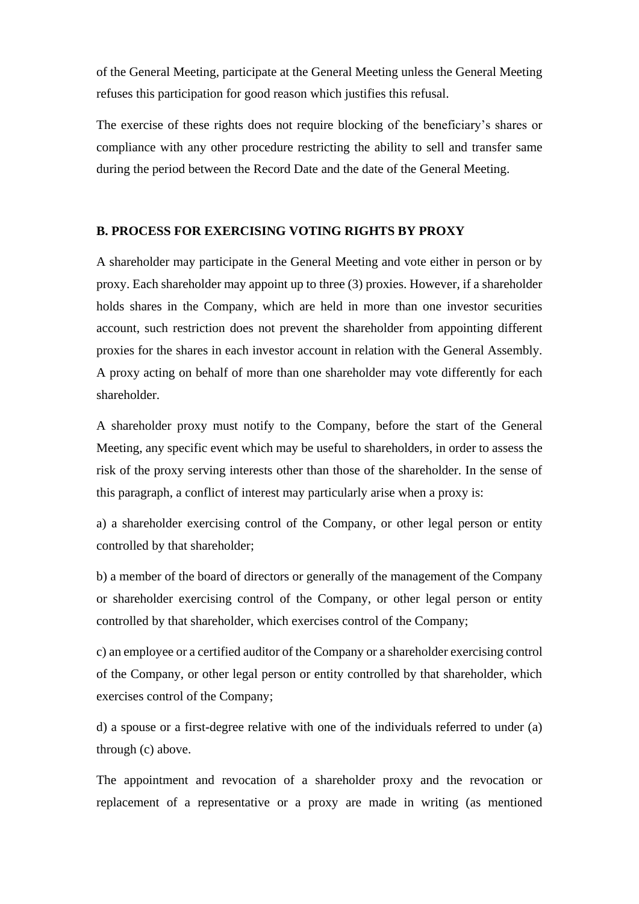of the General Meeting, participate at the General Meeting unless the General Meeting refuses this participation for good reason which justifies this refusal.

The exercise of these rights does not require blocking of the beneficiary's shares or compliance with any other procedure restricting the ability to sell and transfer same during the period between the Record Date and the date of the General Meeting.

**B. PROCESS FOR EXERCISING VOTING RIGHTS BY PROXY**

A shareholder may participate in the General Meeting and vote either in person or by proxy. Each shareholder may appoint up to three (3) proxies. However, if a shareholder holds shares in the Company, which are held in more than one investor securities account, such restriction does not prevent the shareholder from appointing different proxies for the shares in each investor account in relation with the General Assembly. A proxy acting on behalf of more than one shareholder may vote differently for each shareholder.

A shareholder proxy must notify to the Company, before the start of the General Meeting, any specific event which may be useful to shareholders, in order to assess the risk of the proxy serving interests other than those of the shareholder. In the sense of this paragraph, a conflict of interest may particularly arise when a proxy is:

a) a shareholder exercising control of the Company, or other legal person or entity controlled by that shareholder;

b) a member of the board of directors or generally of the management of the Company or shareholder exercising control of the Company, or other legal person or entity controlled by that shareholder, which exercises control of the Company;

c) an employee or a certified auditor of the Company or a shareholder exercising control of the Company, or other legal person or entity controlled by that shareholder, which exercises control of the Company;

d) a spouse or a first-degree relative with one of the individuals referred to under (a) through (c) above.

The appointment and revocation of a shareholder proxy and the revocation or replacement of a representative or a proxy are made in writing (as mentioned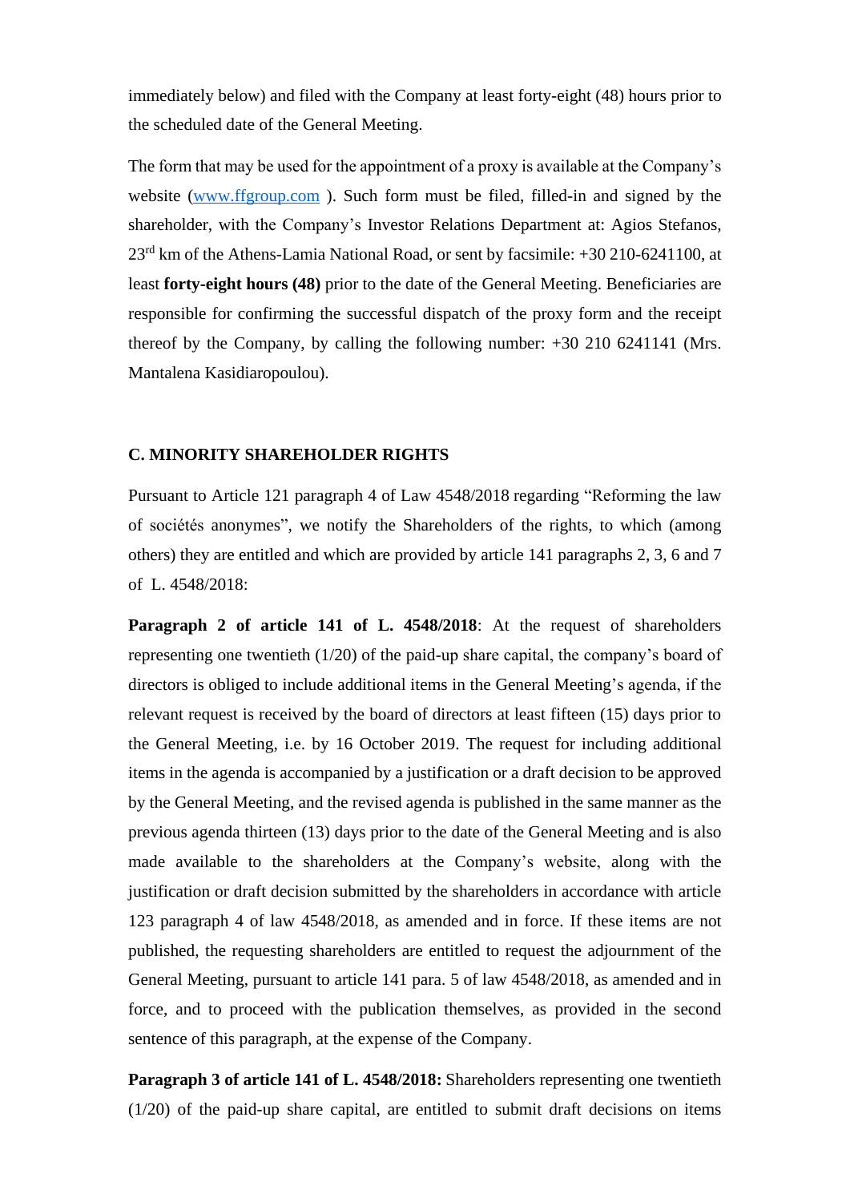immediately below) and filed with the Company at least forty-eight (48) hours prior to the scheduled date of the General Meeting.

The form that may be used for the appointment of a proxy is available at the Company's website ([www.ffgroup.com](www.ffgroup.com) ). Such form must be filed, filled-in and signed by the shareholder, with the Company's Investor Relations Department at: Agios Stefanos, 23rd km of the Athens-Lamia National Road, or sent by facsimile: +30 210-6241100, at least **forty-eight hours (48)** prior to the date of the General Meeting. Beneficiaries are responsible for confirming the successful dispatch of the proxy form and the receipt thereof by the Company, by calling the following number: +30 210 6241141 (Mrs. Mantalena Kasidiaropoulou).

### C. MINORITY SHAREHOLDER RIGHTS

Pursuant to Article 121 paragraph 4 of Law 4548/2018 regarding "Reforming the law of sociétés anonymes", we notify the Shareholders of the rights, to which (among others) they are entitled and which are provided by article 141 paragraphs 2, 3, 6 and 7 of L. 4548/2018:

**Paragraph 2 of article 141 of L. 4548/2018**: At the request of shareholders representing one twentieth (1/20) of the paid-up share capital, the company's board of directors is obliged to include additional items in the General Meeting's agenda, if the relevant request is received by the board of directors at least fifteen (15) days prior to the General Meeting, i.e. by 16 October 2019. The request for including additional items in the agenda is accompanied by a justification or a draft decision to be approved by the General Meeting, and the revised agenda is published in the same manner as the previous agenda thirteen (13) days prior to the date of the General Meeting and is also made available to the shareholders at the Company's website, along with the justification or draft decision submitted by the shareholders in accordance with article 123 paragraph 4 of law 4548/2018, as amended and in force. If these items are not published, the requesting shareholders are entitled to request the adjournment of the General Meeting, pursuant to article 141 para. 5 of law 4548/2018, as amended and in force, and to proceed with the publication themselves, as provided in the second sentence of this paragraph, at the expense of the Company.

**Paragraph 3 of article 141 of L. 4548/2018:** Shareholders representing one twentieth (1/20) of the paid-up share capital, are entitled to submit draft decisions on items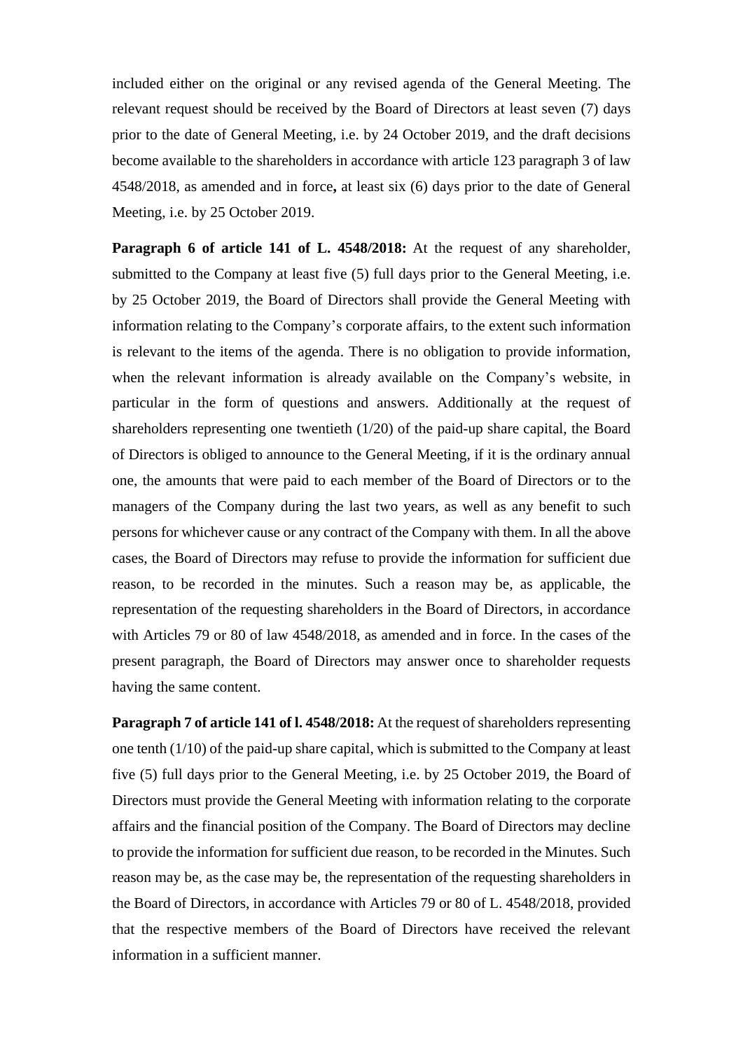included either on the original or any revised agenda of the General Meeting. The relevant request should be received by the Board of Directors at least seven (7) days prior to the date of General Meeting, i.e. by 24 October 2019, and the draft decisions become available to the shareholders in accordance with article 123 paragraph 3 of law 4548/2018, as amended and in force**,** at least six (6) days prior to the date of General Meeting, i.e. by 25 October 2019.

**Paragraph 6 of article 141 of L. 4548/2018:** At the request of any shareholder, submitted to the Company at least five (5) full days prior to the General Meeting, i.e. by 25 October 2019, the Board of Directors shall provide the General Meeting with information relating to the Company's corporate affairs, to the extent such information is relevant to the items of the agenda. There is no obligation to provide information, when the relevant information is already available on the Company's website, in particular in the form of questions and answers. Additionally at the request of shareholders representing one twentieth (1/20) of the paid-up share capital, the Board of Directors is obliged to announce to the General Meeting, if it is the ordinary annual one, the amounts that were paid to each member of the Board of Directors or to the managers of the Company during the last two years, as well as any benefit to such persons for whichever cause or any contract of the Company with them. In all the above cases, the Board of Directors may refuse to provide the information for sufficient due reason, to be recorded in the minutes. Such a reason may be, as applicable, the representation of the requesting shareholders in the Board of Directors, in accordance with Articles 79 or 80 of law 4548/2018, as amended and in force. In the cases of the present paragraph, the Board of Directors may answer once to shareholder requests having the same content.

**Paragraph 7 of article 141 of l. 4548/2018:** At the request of shareholders representing one tenth (1/10) of the paid-up share capital, which is submitted to the Company at least five (5) full days prior to the General Meeting, i.e. by 25 October 2019, the Board of Directors must provide the General Meeting with information relating to the corporate affairs and the financial position of the Company. The Board of Directors may decline to provide the information for sufficient due reason, to be recorded in the Minutes. Such reason may be, as the case may be, the representation of the requesting shareholders in the Board of Directors, in accordance with Articles 79 or 80 of L. 4548/2018, provided that the respective members of the Board of Directors have received the relevant information in a sufficient manner.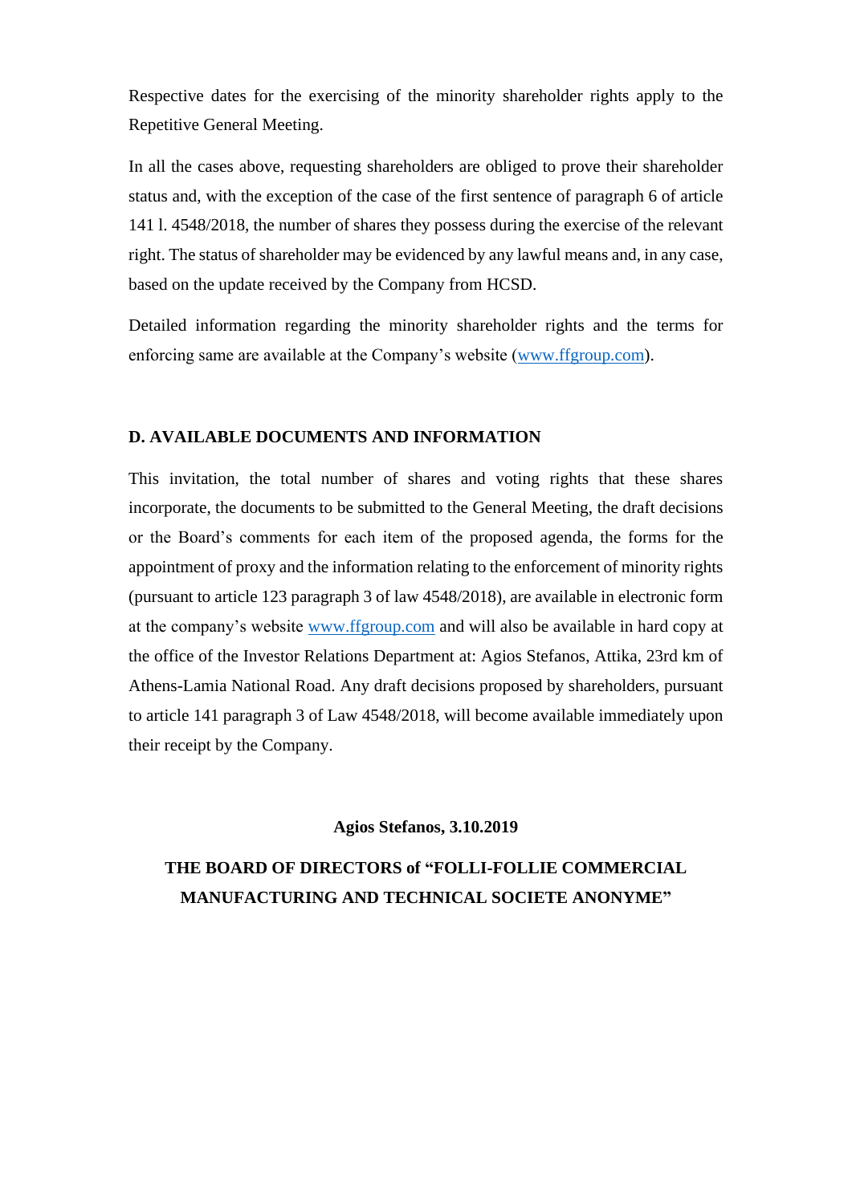Respective dates for the exercising of the minority shareholder rights apply to the Repetitive General Meeting.

In all the cases above, requesting shareholders are obliged to prove their shareholder status and, with the exception of the case of the first sentence of paragraph 6 of article 141 l. 4548/2018, the number of shares they possess during the exercise of the relevant right. The status of shareholder may be evidenced by any lawful means and, in any case, based on the update received by the Company from HCSD.

Detailed information regarding the minority shareholder rights and the terms for enforcing same are available at the Company's website (www.ffgroup.com).

## D. AVAILABLE DOCUMENTS AND INFORMATION

This invitation, the total number of shares and voting rights that these shares incorporate, the documents to be submitted to the General Meeting, the draft decisions or the Board's comments for each item of the proposed agenda, the forms for the appointment of proxy and the information relating to the enforcement of minority rights (pursuant to article 123 paragraph 3 of law 4548/2018), are available in electronic form at the company's website www.ffgroup.com and will also be available in hard copy at the office of the Investor Relations Department at: Agios Stefanos, Attika, 23rd km of Athens-Lamia National Road. Any draft decisions proposed by shareholders, pursuant to article 141 paragraph 3 of Law 4548/2018, will become available immediately upon their receipt by the Company.

**Agios Stefanos, 3.10.2019**

**THE BOARD OF DIRECTORS of "FOLLI-FOLLIE COMMERCIAL MANUFACTURING AND TECHNICAL SOCIETE ANONYME"**